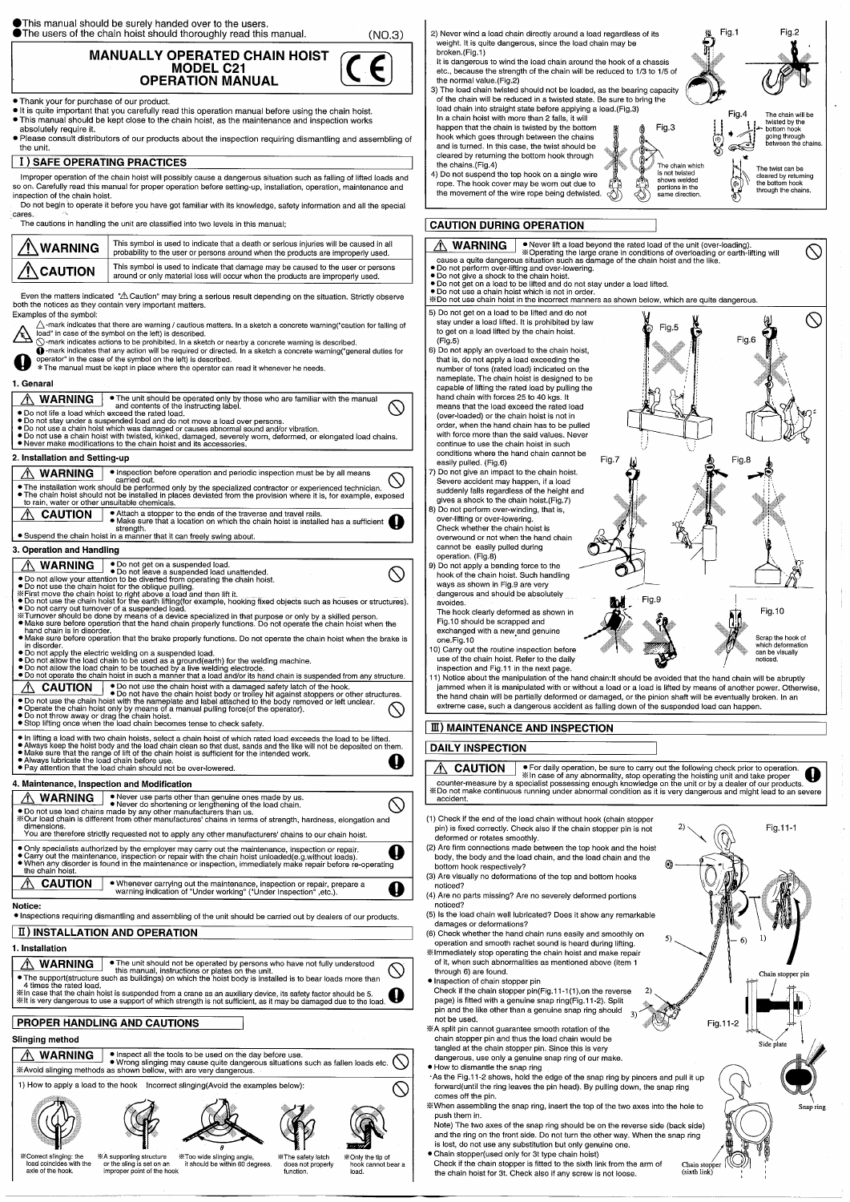- This manual should be surely handed over to the users.
- The users of the chain hoist should thoroughly read this manual.

(NO.3)

# MANUALLY OPERATED CHAIN HOIST MODEL C21 OPERATION MANUAL

- Thank your for purchase of our product.
- It is quite important that you carefully read this operation manual before using the chain hoist.
- This manual should be kept close to the chain hoist, as the maintenance and inspection works absolutely require it.
- Please consult distributors of our products about the inspection requiring dismantling and assembling of the unit.

## I) SAFE OPERATING PRACTICES

Improper operation of the chain hoist will possibly cause a dangerous situation such as falling of lifted loads and so on. Carefully read this manual for proper operation before setting-up, installation, operation, maintenance and inspection of the chain hoist.

Do not begin to operate it before you have got familiar with its knowledge, safety information and all the special cares.

The cautions in handling the unit are classified into two levels in this manual;

| | |
|---|---|
| ⚠ WARNING | This symbol is used to indicate that a death or serious injuries will be caused in all probability to the user or persons around when the products are improperly used. |
| ⚠ CAUTION | This symbol is used to indicate that damage may be caused to the user or persons around or only material loss will occur when the products are improperly used. |

Even the matters indicated "⚠ Caution" may bring a serious result depending on the situation. Strictly observe both the notices as they contain very important matters.

Examples of the symbol:

⚠ -mark indicates that there are warning / cautious matters. In a sketch a concrete warning("caution for falling of load" in case of the symbol on the left) is described.

⃠ -mark indicates actions to be prohibited. In a sketch or nearby a concrete warning is described.

❗ -mark indicates that any action will be required or directed. In a sketch a concrete warning("general duties for operator" in the case of the symbol on the left) is described.

＊The manual must be kept in place where the operator can read it whenever he needs.

### 1. Genaral

⚠ WARNING
- The unit should be operated only by those who are familiar with the manual and contents of the instructing label.
- Do not life a load which exceed the rated load.
- Do not stay under a suspended load and do not move a load over persons.
- Do not use a chain hoist which was damaged or causes abnormal sound and/or vibration.
- Do not use a chain hoist with twisted, kinked, damaged, severely worn, deformed, or elongated load chains.
- Never make modifications to the chain hoist and its accessories.

### 2. Installation and Setting-up

⚠ WARNING
- Inspection before operation and periodic inspection must be by all means carried out.
- The installation work should be performed only by the specialized contractor or experienced technician.
- The chain hoist should not be installed in places deviated from the provision where it is, for example, exposed to rain, water or other unsuitable chemicals.

⚠ CAUTION
- Attach a stopper to the ends of the traverse and travel rails.
- Make sure that a location on which the chain hoist is installed has a sufficient strength.
- Suspend the chain hoist in a manner that it can freely swing about.

### 3. Operation and Handling

⚠ WARNING
- Do not get on a suspended load.
- Do not leave a suspended load unattended.
- Do not allow your attention to be diverted from operating the chain hoist.
- Do not use the chain hoist for the oblique pulling.
  ※First move the chain hoist to right above a load and then lift it.
- Do not use the chain hoist for the earth lifting(for example, hooking fixed objects such as houses or structures).
- Do not carry out turnover of a suspended load.
  ※Turnover should be done by means of a device specialized in that purpose or only by a skilled person.
- Make sure before operation that the hand chain properly functions. Do not operate the chain hoist when the hand chain is in disorder.
- Make sure before operation that the brake properly functions. Do not operate the chain hoist when the brake is in disorder.
- Do not apply the electric welding on a suspended load.
- Do not allow the load chain to be used as a ground(earth) for the welding machine.
- Do not allow the load chain to be touched by a live welding electrode.
- Do not operate the chain hoist in such a manner that a load and/or its hand chain is suspended from any structure.

⚠ CAUTION
- Do not use the chain hoist with a damaged safety latch of the hook.
- Do not have the chain hoist body or trolley hit against stoppers or other structures.
- Do not use the chain hoist with the nameplate and label attached to the body removed or left unclear.
- Operate the chain hoist only by means of a manual pulling force(of the operator).
- Do not throw away or drag the chain hoist.
- Stop lifting once when the load chain becomes tense to check safety.

- In lifting a load with two chain hoists, select a chain hoist of which rated load exceeds the load to be lifted.
- Always keep the hoist body and the load chain clean so that dust, sands and the like will not be deposited on them.
- Make sure that the range of lift of the chain hoist is sufficient for the intended work.
- Always lubricate the load chain before use.
- Pay attention that the load chain should not be over-lowered.

### 4. Maintenance, Inspection and Modification

⚠ WARNING
- Never use parts other than genuine ones made by us.
- Never do shortening or lengthening of the load chain.
- Do not use load chains made by any other manufacturers than us.
  ※Our load chain is different from other manufactures' chains in terms of strength, hardness, elongation and dimensions.
  You are therefore strictly requested not to apply any other manufacturers' chains to our chain hoist.

- Only specialists authorized by the employer may carry out the maintenance, inspection or repair.
- Carry out the maintenance, inspection or repair with the chain hoist unloaded(e.g.without loads).
- When any disorder is found in the maintenance or inspection, immediately make repair before re-operating the chain hoist.

⚠ CAUTION
- Whenever carrying out the maintenance, inspection or repair, prepare a warning indication of "Under working" ("Under Inspection",etc.).

**Notice:**
- Inspections requiring dismantling and assembling of the unit should be carried out by dealers of our products.

## II) INSTALLATION AND OPERATION

### 1. Installation

⚠ WARNING
- The unit should not be operated by persons who have not fully understood this manual, instructions or plates on the unit.
- The support(structure such as buildings) on which the hoist body is installed is to bear loads more than 4 times the rated load.
  ※In case that the chain hoist is suspended from a crane as an auxiliary device, its safety factor should be 5.
  ※It is very dangerous to use a support of which strength is not sufficient, as it may be damaged due to the load.

### PROPER HANDLING AND CAUTIONS

**Slinging method**

⚠ WARNING
- Inspect all the tools to be used on the day before use.
- Wrong slinging may cause quite dangerous situations such as fallen loads etc.
  ※Avoid slinging methods as shown bellow, with are very dangerous.

1) How to apply a load to the hook  Incorrect slinging(Avoid the examples below):

※Correct slinging: the load coincides with the axle of the hook.
※A supporting structure or the sling is set on an improper point of the hook
※Too wide slinging angle, it should be within 60 degrees.
※The safety latch does not properly function.
※Only the tip of hook cannot bear a load.

2) Never wind a load chain directly around a load regardless of its weight. It is quite dangerous, since the load chain may be broken.(Fig.1)
It is dangerous to wind the load chain around the hook of a chassis etc., because the strength of the chain will be reduced to 1/3 to 1/5 of the normal value.(Fig.2)

3) The load chain twisted should not be loaded, as the bearing capacity of the chain will be reduced in a twisted state. Be sure to bring the load chain into straight state before applying a load.(Fig.3)
In a chain hoist with more than 2 falls, it will happen that the chain is twisted by the bottom hook which goes through between the chains and is turned. In this case, the twist should be cleared by returning the bottom hook through the chains.(Fig.4)

4) Do not suspend the top hook on a single wire rope. The hook cover may be worn out due to the movement of the wire rope being detwisted.

Fig.1 Fig.2 Fig.3 Fig.4

The chain which is not twisted shows welded portions in the same direction.

The chain will be twisted by the bottom hook going through between the chains.

The twist can be cleared by returning the bottom hook through the chains.

### CAUTION DURING OPERATION

⚠ WARNING
- Never lift a load beyond the rated load of the unit (over-loading).
  ※Operating the large crane in conditions of overloading or earth-lifting will cause a quite dangerous situation such as damage of the chain hoist and the like.
- Do not perform over-lifting and over-lowering.
- Do not give a shock to the chain hoist.
- Do not get on a load to be lifted and do not stay under a load lifted.
- Do not use a chain hoist which is not in order.
  ※Do not use chain hoist in the incorrect manners as shown below, which are quite dangerous.

5) Do not get on a load to be lifted and do not stay under a load lifted. It is prohibited by law to get on a load lifted by the chain hoist. (Fig.5)

6) Do not apply an overload to the chain hoist, that is, do not apply a load exceeding the number of tons (rated load) indicated on the nameplate. The chain hoist is designed to be capable of lifting the rated load by pulling the hand chain with forces 25 to 40 kgs. It means that the load exceed the rated load (over-loaded) or the chain hoist is not in order, when the hand chain has to be pulled with force more than the said values. Never continue to use the chain hoist in such conditions where the hand chain cannot be easily pulled. (Fig.6)

7) Do not give an impact to the chain hoist. Severe accident may happen, if a load suddenly falls regardless of the height and gives a shock to the chain hoist.(Fig.7)

8) Do not perform over-winding, that is, over-lifting or over-lowering. Check whether the chain hoist is overwound or not when the hand chain cannot be easily pulled during operation. (Fig.8)

9) Do not apply a bending force to the hook of the chain hoist. Such handling ways as shown in Fig.9 are very dangerous and should be absolutely avoides.
The hook clearly deformed as shown in Fig.10 should be scrapped and exchanged with a new and genuine one.Fig.10

10) Carry out the routine inspection before use of the chain hoist. Refer to the daily inspection and Fig.11 in the next page.

11) Notice about the manipulation of the hand chain:It should be avoided that the hand chain will be abruptly jammed when it is manipulated with or without a load or a load is lifted by means of another power. Otherwise, the hand chain will be partially deformed or damaged, or the pinion shaft will be eventually broken. In an extreme case, such a dangerous accident as falling down of the suspended load can happen.

Fig.5 Fig.6 Fig.7 Fig.8 Fig.9 Fig.10

Scrap the hook of which deformation can be visually noticed.

## III) MAINTENANCE AND INSPECTION

### DAILY INSPECTION

⚠ CAUTION
- For daily operation, be sure to carry out the following check prior to operation.
  ※In case of any abnormality, stop operating the hoisting unit and take proper counter-measure by a specialist possessing enough knowledge on the unit or by a dealer of our products.
  ※Do not make continuous running under abnormal condition as it is very dangerous and might lead to an severe accident.

(1) Check if the end of the load chain without hook (chain stopper pin) is fixed correctly. Check also if the chain stopper pin is not deformed or rotates smoothly.
(2) Are firm connections made between the top hook and the hoist body, the body and the load chain, and the load chain and the bottom hook respectively?
(3) Are visually no deformations of the top and bottom hooks noticed?
(4) Are no parts missing? Are no severely deformed portions noticed?
(5) Is the load chain well lubricated? Does it show any remarkable damages or deformations?
(6) Check whether the hand chain runs easily and smoothly on operation and smooth rachet sound is heard during lifting.

※Immediately stop operating the chain hoist and make repair of it, when such abnormalities as mentioned above (item 1 through 6) are found.

- Inspection of chain stopper pin
  Check if the chain stopper pin(Fig.11-1(1),on the reverse page) is fitted with a genuine snap ring(Fig.11-2). Split pin and the like other than a genuine snap ring should not be used.
  ※A split pin cannot guarantee smooth rotation of the chain stopper pin and thus the load chain would be tangled at the chain stopper pin. Since this is very dangerous, use only a genuine snap ring of our make.
- How to dismantle the snap ring
  ・As the Fig.11-2 shows, hold the edge of the snap ring by pincers and pull it up forward(until the ring leaves the pin head). By pulling down, the snap ring comes off the pin.
  ※When assembling the snap ring, insert the top of the two axes into the hole to push them in.
  Note) The two axes of the snap ring should be on the reverse side (back side) and the ring on the front side. Do not turn the other way. When the snap ring is lost, do not use any substitution but only genuine one.
- Chain stopper(used only for 3t type chain hoist)
  Check if the chain stopper is fitted to the sixth link from the arm of the chain hoist for 3t. Check also if any screw is not loose.

Fig.11-1 Fig.11-2

Chain stopper pin

Side plate

Snap ring

Chain stopper (sixth link)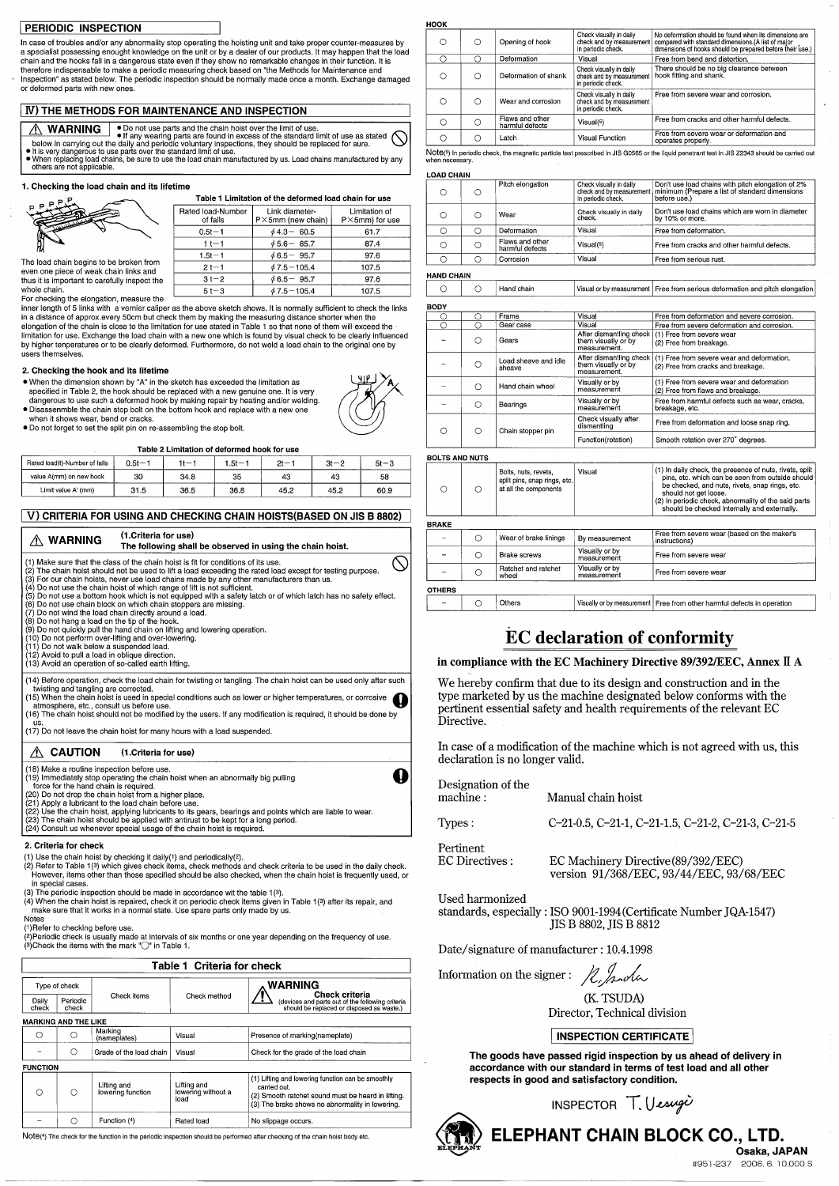## PERIODIC INSPECTION

In case of troubles and/or any abnormality stop operating the hoisting unit and take proper counter-measures by a specialist possessing enought knowledge on the unit or by a dealer of our products. It may happen that the load chain and the hooks fall in a dangerous state even if they show no remarkable changes in their function. It is therefore indispensable to make a periodic measuring check based on "the Methods for Maintenance and Inspection" as stated below. The periodic inspection should be normally made once a month. Exchange damaged or deformed parts with new ones.

## Ⅳ) THE METHODS FOR MAINTENANCE AND INSPECTION

**⚠ WARNING**

- Do not use parts and the chain hoist over the limit of use.
- If any wearing parts are found in excess of the standard limit of use as stated below in carrying out the daily and periodic voluntary inspections, they should be replaced for sure.
- It is very dangerous to use parts over the standard limit of use.
- When replacing load chains, be sure to use the load chain manufactured by us. Load chains manufactured by any others are not applicable.

### 1. Checking the load chain and its lifetime

**Table 1 Limitation of the deformed load chain for use**

| Rated load-Number of falls | Link diameter-P×5mm (new chain) | Limitation of P×5mm) for use |
|---|---|---|
| 0.5t−1 | ϕ4.3− 60.5 | 61.7 |
| 1t−1 | ϕ5.6− 85.7 | 87.4 |
| 1.5t−1 | ϕ6.5− 95.7 | 97.6 |
| 2t−1 | ϕ7.5−105.4 | 107.5 |
| 3t−2 | ϕ6.5− 95.7 | 97.6 |
| 5t−3 | ϕ7.5−105.4 | 107.5 |

The load chain begins to be broken from even one piece of weak chain links and thus it is important to carefully inspect the whole chain.

For checking the elongation, measure the inner length of 5 links with a vernier caliper as the above sketch shows. It is normally sufficient to check the links in a distance of approx.every 50cm but check them by making the measuring distance shorter when the elongation of the chain is close to the limitation for use stated in Table 1 so that none of them will exceed the limitation for use. Exchange the load chain with a new one which is found by visual check to be clearly influenced by higher temperatures or to be clearly deformed. Furthermore, do not weld a load chain to the original one by users themselves.

### 2. Checking the hook and its lifetime

- When the dimension shown by "A" in the sketch has exceeded the limitation as specified in Table 2, the hook should be replaced with a new genuine one. It is very dangerous to use such a deformed hook by making repair by heating and/or welding.
- Disassemble the chain stop bolt on the bottom hook and replace with a new one when it shows wear, bend or cracks.
- Do not forget to set the split pin on re-assembling the stop bolt.

**Table 2 Limitation of deformed hook for use**

| Rated load(t)-Number of falls | 0.5t−1 | 1t−1 | 1.5t−1 | 2t−1 | 3t−2 | 5t−3 |
|---|---|---|---|---|---|---|
| value A(mm) on new hook | 30 | 34.8 | 35 | 43 | 43 | 58 |
| Limit value A' (mm) | 31.5 | 36.5 | 36.8 | 45.2 | 45.2 | 60.9 |

## Ⅴ) CRITERIA FOR USING AND CHECKING CHAIN HOISTS(BASED ON JIS B 8802)

**⚠ WARNING** (1.Criteria for use)
**The following shall be observed in using the chain hoist.**

(1) Make sure that the class of the chain hoist is fit for conditions of its use.
(2) The chain hoist should not be used to lift a load exceeding the rated load except for testing purpose.
(3) For our chain hoists, never use load chains made by any other manufacturers than us.
(4) Do not use the chain hoist of which range of lift is not sufficient.
(5) Do not use a bottom hook which is not equipped with a safety latch or of which latch has no safety effect.
(6) Do not use chain block on which chain stoppers are missing.
(7) Do not wind the load chain directly around a load.
(8) Do not hang a load on the tip of the hook.
(9) Do not quickly pull the hand chain on lifting and lowering operation.
(10) Do not perform over-lifting and over-lowering.
(11) Do not walk below a suspended load.
(12) Avoid to pull a load in oblique direction.
(13) Avoid an operation of so-called earth lifting.

(14) Before operation, check the load chain for twisting or tangling. The chain hoist can be used only after such twisting and tangling are corrected.
(15) When the chain hoist is used in special conditions such as lower or higher temperatures, or corrosive atmosphere, etc., consult us before use.
(16) The chain hoist should not be modified by the users. If any modification is required, it should be done by us.
(17) Do not leave the chain hoist for many hours with a load suspended.

**⚠ CAUTION** (1.Criteria for use)

(18) Make a routine inspection before use.
(19) Immediately stop operating the chain hoist when an abnormally big pulling force for the hand chain is required.
(20) Do not drop the chain hoist from a higher place.
(21) Apply a lubricant to the load chain before use.
(22) Use the chain hoist, applying lubricants to its gears, bearings and points which are liable to wear.
(23) The chain hoist should be applied with antirust to be kept for a long period.
(24) Consult us whenever special usage of the chain hoist is required.

### 2. Criteria for check

(1) Use the chain hoist by checking it daily(1) and periodically(2).
(2) Refer to Table 1(3) which gives check items, check methods and check criteria to be used in the daily check. However, items other than those specified should be also checked, when the chain hoist is frequently used, or in special cases.
(3) The periodic inspection should be made in accordance wit the table 1(3).
(4) When the chain hoist is repaired, check it on periodic check items given in Table 1(3) after its repair, and make sure that it works in a normal state. Use spare parts only made by us.

Notes
(1)Refer to checking before use.
(2)Periodic check is usually made at intervals of six months or one year depending on the frequency of use.
(3)Check the items with the mark "○" in Table 1.

**Table 1 Criteria for check**

| Daily check | Periodic check | Check items | Check method | ⚠ WARNING Check criteria (devices and parts out of the following criteria should be replaced or disposed as waste.) |
|---|---|---|---|---|
| **MARKING AND THE LIKE** | | | | |
| ○ | ○ | Marking (nameplates) | Visual | Presence of marking(nameplate) |
| − | ○ | Grade of the load chain | Visual | Check for the grade of the load chain |
| **FUNCTION** | | | | |
| ○ | ○ | Lifting and lowering function | Lifting and lowering without a load | (1) Lifting and lowering function can be smoothly carried out. (2) Smooth ratchet sound must be heard in lifting. (3) The brake shows no abnormality in lowering. |
| − | ○ | Function (4) | Rated load | No slippage occurs. |
| **HOOK** | | | | |
| ○ | ○ | Opening of hook | Check visually in daily check and by measurement in periodic check. | No deformation should be found when its dimensions are compared with standard dimensions.(A list of major dimensions of hooks should be prepared before their use.) |
| ○ | ○ | Deformation | Visual | Free from bend and distortion. |
| ○ | ○ | Deformation of shank | Check visually in daily check and by measurement in periodic check. | There should be no big clearance between hook fitting and shank. |
| ○ | ○ | Wear and corrosion | Check visually in daily check and by measurement in periodic check. | Free from severe wear and corrosion. |
| ○ | ○ | Flaws and other harmful defects | Visual(5) | Free from cracks and other harmful defects. |
| ○ | ○ | Latch | Visual Function | Free from severe wear or deformation and operates properly. |
| **LOAD CHAIN** | | | | |
| ○ | ○ | Pitch elongation | Check visually in daily check and by measurement in periodic check. | Don't use load chains with pitch elongation of 2% minimum (Prepare a list of standard dimensions before use.) |
| ○ | ○ | Wear | Check visually in daily check. | Don't use load chains which are worn in diameter by 10% or more. |
| ○ | ○ | Deformation | Visual | Free from deformation. |
| ○ | ○ | Flaws and other harmful defects | Visual(5) | Free from cracks and other harmful defects. |
| ○ | ○ | Corrosion | Visual | Free from serious rust. |
| **HAND CHAIN** | | | | |
| ○ | ○ | Hand chain | Visual or by measurement | Free from serious deformation and pitch elongation |
| **BODY** | | | | |
| ○ | ○ | Frame | Visual | Free from deformation and severe corrosion. |
| ○ | ○ | Gear case | Visual | Free from severe deformation and corrosion. |
| − | ○ | Gears | After dismantling check them visually or by measurement. | (1) Free from severe wear (2) Free from breakage. |
| − | ○ | Load sheave and idle sheave | After dismantling check them visually or by measurement. | (1) Free from severe wear and deformation. (2) Free from cracks and breakage. |
| − | ○ | Hand chain wheel | Visually or by measurement | (1) Free from severe wear and deformation (2) Free from flaws and breakage. |
| − | ○ | Bearings | Visually or by measurement | Free from harmful defects such as wear, cracks, breakage, etc. |
| ○ | ○ | Chain stopper pin | Check visually after dismantling | Free from deformation and loose snap ring. |
| | | | Function(rotation) | Smooth rotation over 270° degrees. |
| **BOLTS AND NUTS** | | | | |
| ○ | ○ | Bolts, nuts, revets, split pins, snap rings, etc. at all the components | Visual | (1) In daily check, the presence of nuts, rivets, split pins, etc. which can be seen from outside should be checked, and nuts, rivets, snap rings, etc. should not get loose. (2) In periodic check, abnormality of the said parts should be checked internally and externally. |
| **BRAKE** | | | | |
| − | ○ | Wear of brake linings | By measurement | Free from severe wear (based on the maker's instructions) |
| − | ○ | Brake screws | Visually or by measurement | Free from severe wear |
| − | ○ | Ratchet and ratchet wheel | Visually or by measurement | Free from severe wear |
| **OTHERS** | | | | |
| − | ○ | Others | Visually or by measurement | Free from other harmful defects in operation |

Note(4) The check for the function in the periodic inspection should be performed after checking of the chain hoist body etc.

Note(5) In periodic check, the magnetic particle test prescribed in JIS G0565 or the liquid penetrant test in JIS Z2343 should be carried out when necessary.

# EC declaration of conformity

**in compliance with the EC Machinery Directive 89/392/EEC, Annex Ⅱ A**

We hereby confirm that due to its design and construction and in the type marketed by us the machine designated below conforms with the pertinent essential safety and health requirements of the relevant EC Directive.

In case of a modification of the machine which is not agreed with us, this declaration is no longer valid.

Designation of the machine : Manual chain hoist

Types : C-21-0.5, C-21-1, C-21-1.5, C-21-2, C-21-3, C-21-5

Pertinent EC Directives : EC Machinery Directive(89/392/EEC) version 91/368/EEC, 93/44/EEC, 93/68/EEC

Used harmonized standards, especially : ISO 9001-1994(Certificate Number JQA-1547) JIS B 8802, JIS B 8812

Date/signature of manufacturer : 10.4.1998

Information on the signer : (K. TSUDA) Director, Technical division

## INSPECTION CERTIFICATE

**The goods have passed rigid inspection by us ahead of delivery in accordance with our standard in terms of test load and all other respects in good and satisfactory condition.**

INSPECTOR T. Uesugi

**ELEPHANT CHAIN BLOCK CO., LTD.**
**Osaka, JAPAN**

#951-237 2006. 6. 10,000 S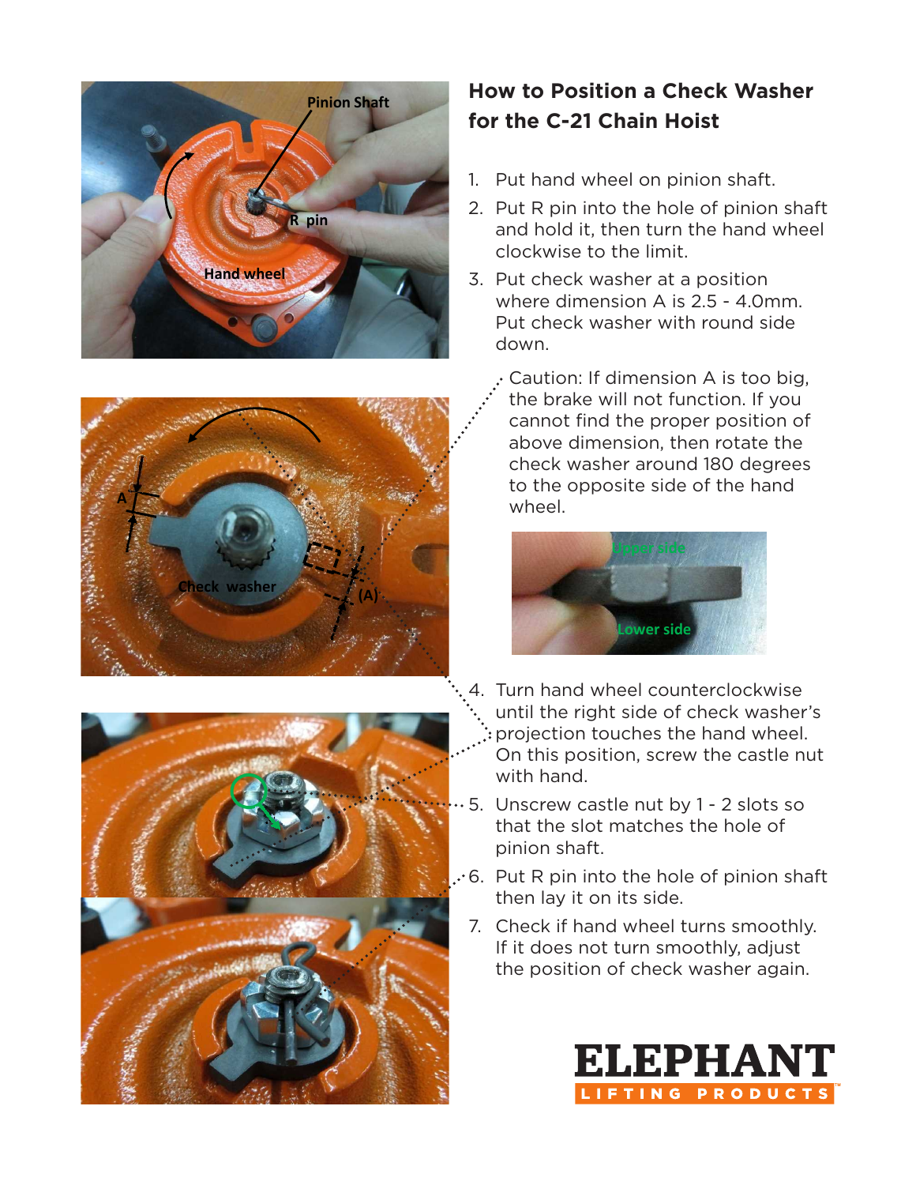## How to Position a Check Washer for the C-21 Chain Hoist

1. Put hand wheel on pinion shaft.
2. Put R pin into the hole of pinion shaft and hold it, then turn the hand wheel clockwise to the limit.
3. Put check washer at a position where dimension A is 2.5 - 4.0mm. Put check washer with round side down.

   Caution: If dimension A is too big, the brake will not function. If you cannot find the proper position of above dimension, then rotate the check washer around 180 degrees to the opposite side of the hand wheel.

4. Turn hand wheel counterclockwise until the right side of check washer's projection touches the hand wheel. On this position, screw the castle nut with hand.
5. Unscrew castle nut by 1 - 2 slots so that the slot matches the hole of pinion shaft.
6. Put R pin into the hole of pinion shaft then lay it on its side.
7. Check if hand wheel turns smoothly. If it does not turn smoothly, adjust the position of check washer again.

**ELEPHANT**
LIFTING PRODUCTS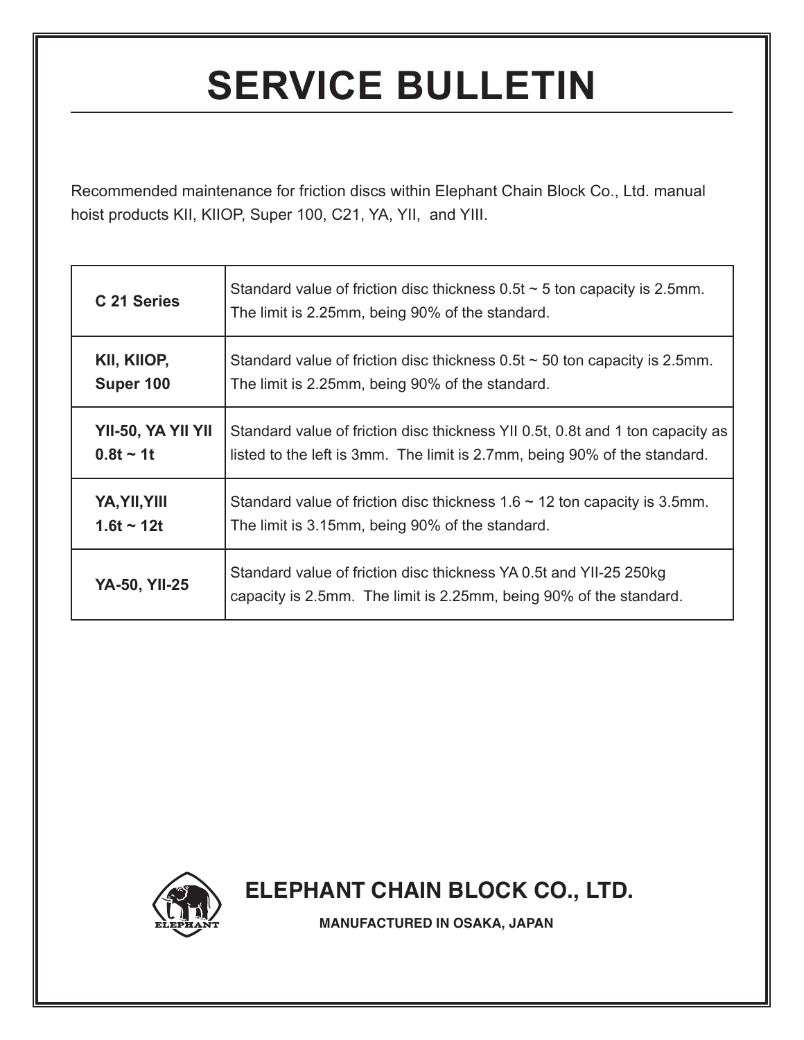# SERVICE BULLETIN

Recommended maintenance for friction discs within Elephant Chain Block Co., Ltd. manual hoist products KII, KIIOP, Super 100, C21, YA, YII, and YIII.

| Model | Specification |
|---|---|
| **C 21 Series** | Standard value of friction disc thickness 0.5t ~ 5 ton capacity is 2.5mm. The limit is 2.25mm, being 90% of the standard. |
| **KII, KIIOP, Super 100** | Standard value of friction disc thickness 0.5t ~ 50 ton capacity is 2.5mm. The limit is 2.25mm, being 90% of the standard. |
| **YII-50, YA YII YII 0.8t ~ 1t** | Standard value of friction disc thickness YII 0.5t, 0.8t and 1 ton capacity as listed to the left is 3mm. The limit is 2.7mm, being 90% of the standard. |
| **YA,YII,YIII 1.6t ~ 12t** | Standard value of friction disc thickness 1.6 ~ 12 ton capacity is 3.5mm. The limit is 3.15mm, being 90% of the standard. |
| **YA-50, YII-25** | Standard value of friction disc thickness YA 0.5t and YII-25 250kg capacity is 2.5mm. The limit is 2.25mm, being 90% of the standard. |

**ELEPHANT CHAIN BLOCK CO., LTD.**

**MANUFACTURED IN OSAKA, JAPAN**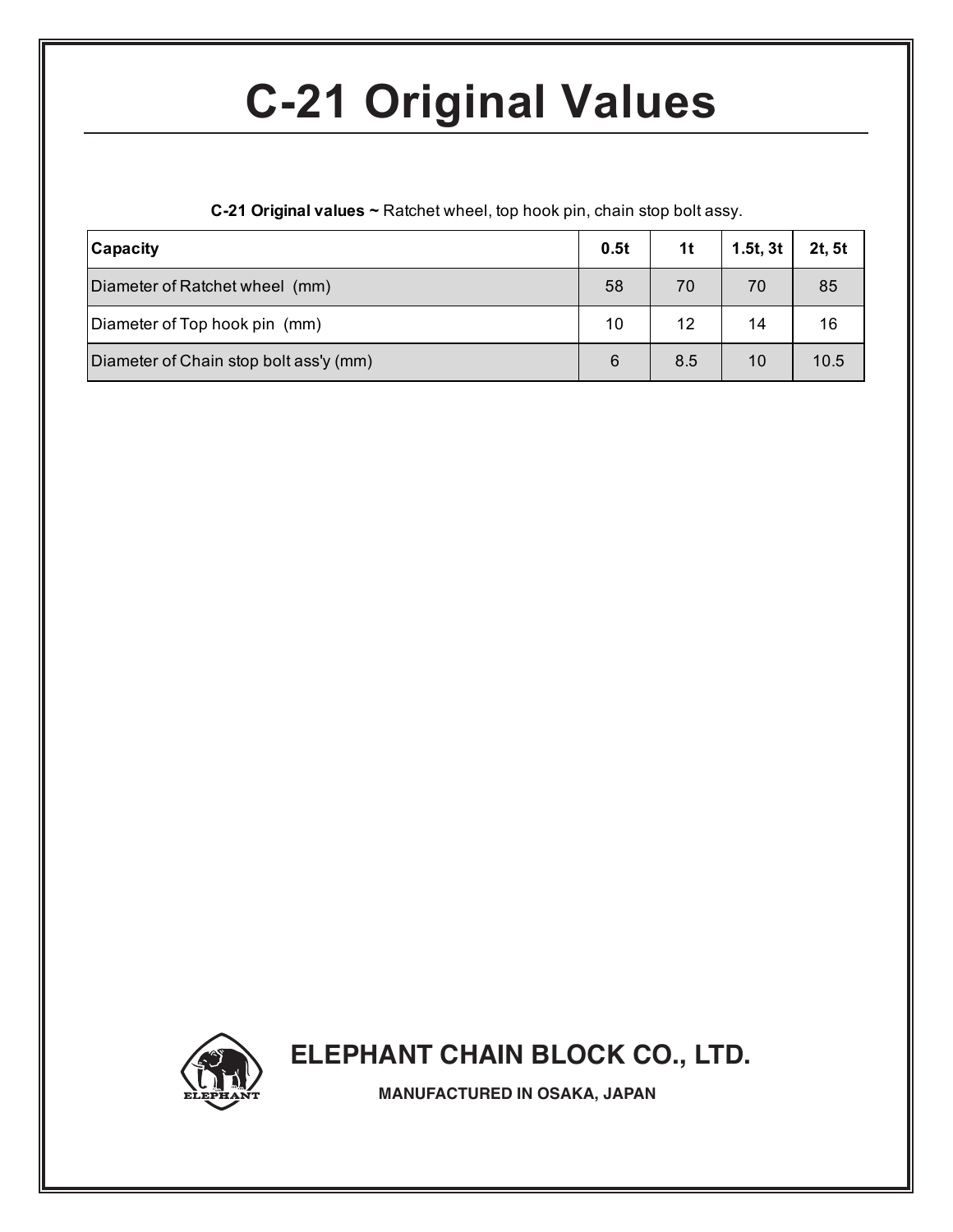# C-21 Original Values

**C-21 Original values ~** Ratchet wheel, top hook pin, chain stop bolt assy.

| Capacity | 0.5t | 1t | 1.5t, 3t | 2t, 5t |
|---|---|---|---|---|
| Diameter of Ratchet wheel (mm) | 58 | 70 | 70 | 85 |
| Diameter of Top hook pin (mm) | 10 | 12 | 14 | 16 |
| Diameter of Chain stop bolt ass'y (mm) | 6 | 8.5 | 10 | 10.5 |

ELEPHANT

**ELEPHANT CHAIN BLOCK CO., LTD.**

**MANUFACTURED IN OSAKA, JAPAN**